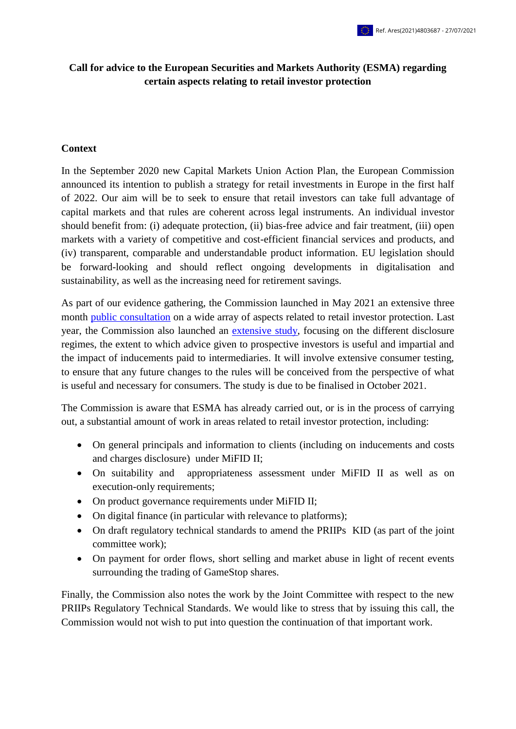Ref. Ares(2021)4803687 - 27/07/2021

**Call for advice to the European Securities and Markets Authority (ESMA) regarding certain aspects relating to retail investor protection**

## Context

In the September 2020 new Capital Markets Union Action Plan, the European Commission announced its intention to publish a strategy for retail investments in Europe in the first half of 2022. Our aim will be to seek to ensure that retail investors can take full advantage of capital markets and that rules are coherent across legal instruments. An individual investor should benefit from: (i) adequate protection, (ii) bias-free advice and fair treatment, (iii) open markets with a variety of competitive and cost-efficient financial services and products, and (iv) transparent, comparable and understandable product information. EU legislation should be forward-looking and should reflect ongoing developments in digitalisation and sustainability, as well as the increasing need for retirement savings.

As part of our evidence gathering, the Commission launched in May 2021 an extensive three month public consultation on a wide array of aspects related to retail investor protection. Last year, the Commission also launched an extensive study, focusing on the different disclosure regimes, the extent to which advice given to prospective investors is useful and impartial and the impact of inducements paid to intermediaries. It will involve extensive consumer testing, to ensure that any future changes to the rules will be conceived from the perspective of what is useful and necessary for consumers. The study is due to be finalised in October 2021.

The Commission is aware that ESMA has already carried out, or is in the process of carrying out, a substantial amount of work in areas related to retail investor protection, including:

- On general principals and information to clients (including on inducements and costs and charges disclosure) under MiFID II;
- On suitability and appropriateness assessment under MiFID II as well as on execution-only requirements;
- On product governance requirements under MiFID II;
- On digital finance (in particular with relevance to platforms);
- On draft regulatory technical standards to amend the PRIIPs KID (as part of the joint committee work);
- On payment for order flows, short selling and market abuse in light of recent events surrounding the trading of GameStop shares.

Finally, the Commission also notes the work by the Joint Committee with respect to the new PRIIPs Regulatory Technical Standards. We would like to stress that by issuing this call, the Commission would not wish to put into question the continuation of that important work.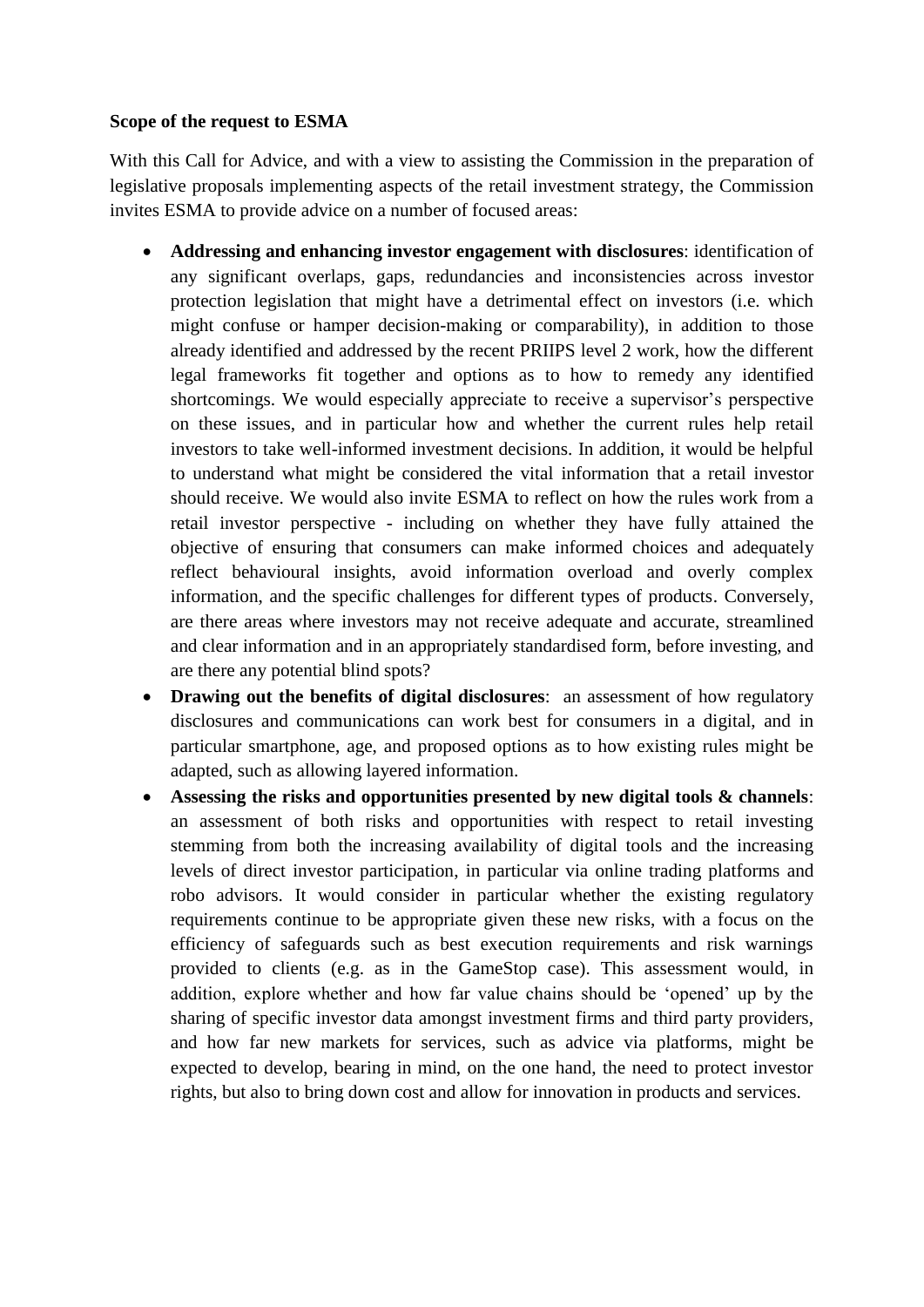**Scope of the request to ESMA**

With this Call for Advice, and with a view to assisting the Commission in the preparation of legislative proposals implementing aspects of the retail investment strategy, the Commission invites ESMA to provide advice on a number of focused areas:

- **Addressing and enhancing investor engagement with disclosures**: identification of any significant overlaps, gaps, redundancies and inconsistencies across investor protection legislation that might have a detrimental effect on investors (i.e. which might confuse or hamper decision-making or comparability), in addition to those already identified and addressed by the recent PRIIPS level 2 work, how the different legal frameworks fit together and options as to how to remedy any identified shortcomings. We would especially appreciate to receive a supervisor's perspective on these issues, and in particular how and whether the current rules help retail investors to take well-informed investment decisions. In addition, it would be helpful to understand what might be considered the vital information that a retail investor should receive. We would also invite ESMA to reflect on how the rules work from a retail investor perspective - including on whether they have fully attained the objective of ensuring that consumers can make informed choices and adequately reflect behavioural insights, avoid information overload and overly complex information, and the specific challenges for different types of products. Conversely, are there areas where investors may not receive adequate and accurate, streamlined and clear information and in an appropriately standardised form, before investing, and are there any potential blind spots?
- **Drawing out the benefits of digital disclosures**: an assessment of how regulatory disclosures and communications can work best for consumers in a digital, and in particular smartphone, age, and proposed options as to how existing rules might be adapted, such as allowing layered information.
- **Assessing the risks and opportunities presented by new digital tools & channels**: an assessment of both risks and opportunities with respect to retail investing stemming from both the increasing availability of digital tools and the increasing levels of direct investor participation, in particular via online trading platforms and robo advisors. It would consider in particular whether the existing regulatory requirements continue to be appropriate given these new risks, with a focus on the efficiency of safeguards such as best execution requirements and risk warnings provided to clients (e.g. as in the GameStop case). This assessment would, in addition, explore whether and how far value chains should be 'opened' up by the sharing of specific investor data amongst investment firms and third party providers, and how far new markets for services, such as advice via platforms, might be expected to develop, bearing in mind, on the one hand, the need to protect investor rights, but also to bring down cost and allow for innovation in products and services.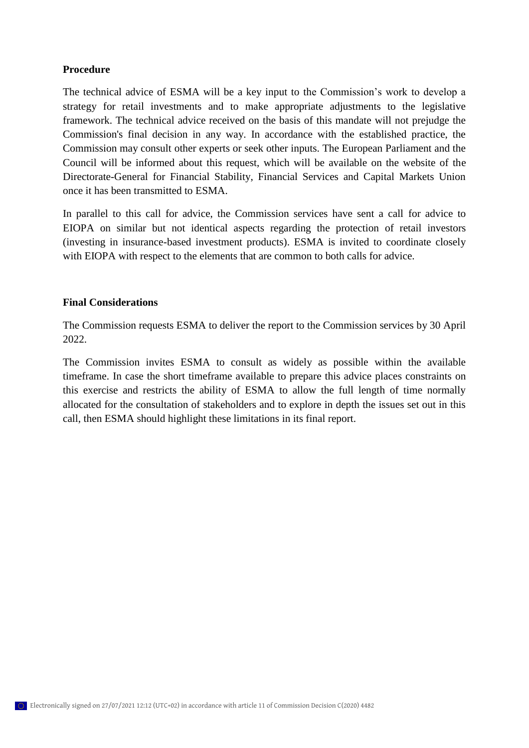**Procedure**

The technical advice of ESMA will be a key input to the Commission's work to develop a strategy for retail investments and to make appropriate adjustments to the legislative framework. The technical advice received on the basis of this mandate will not prejudge the Commission's final decision in any way. In accordance with the established practice, the Commission may consult other experts or seek other inputs. The European Parliament and the Council will be informed about this request, which will be available on the website of the Directorate-General for Financial Stability, Financial Services and Capital Markets Union once it has been transmitted to ESMA.

In parallel to this call for advice, the Commission services have sent a call for advice to EIOPA on similar but not identical aspects regarding the protection of retail investors (investing in insurance-based investment products). ESMA is invited to coordinate closely with EIOPA with respect to the elements that are common to both calls for advice.

**Final Considerations**

The Commission requests ESMA to deliver the report to the Commission services by 30 April 2022.

The Commission invites ESMA to consult as widely as possible within the available timeframe. In case the short timeframe available to prepare this advice places constraints on this exercise and restricts the ability of ESMA to allow the full length of time normally allocated for the consultation of stakeholders and to explore in depth the issues set out in this call, then ESMA should highlight these limitations in its final report.

Electronically signed on 27/07/2021 12:12 (UTC+02) in accordance with article 11 of Commission Decision C(2020) 4482